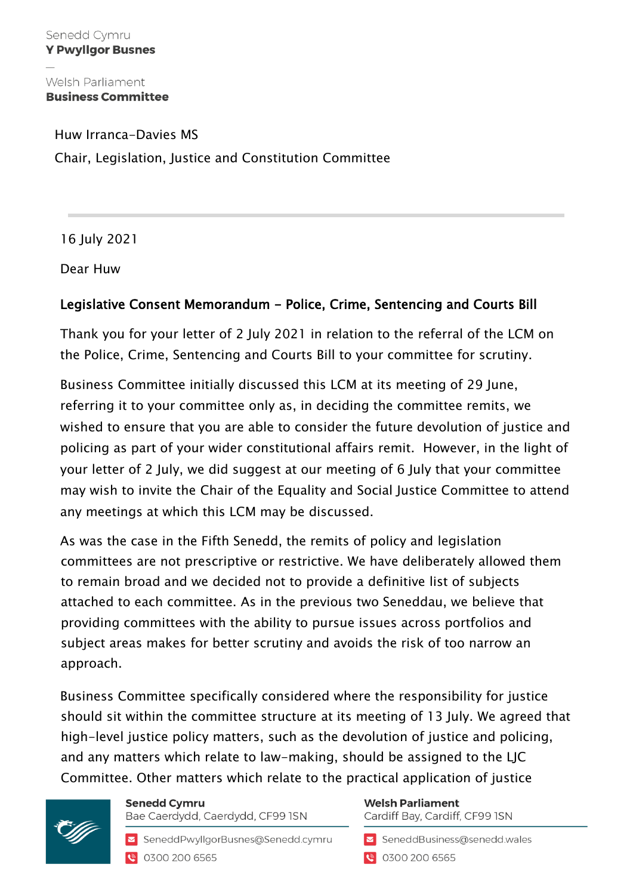Senedd Cymru
**Y Pwyllgor Busnes**

—

Welsh Parliament
**Business Committee**

Huw Irranca-Davies MS
Chair, Legislation, Justice and Constitution Committee

16 July 2021

Dear Huw

**Legislative Consent Memorandum - Police, Crime, Sentencing and Courts Bill**

Thank you for your letter of 2 July 2021 in relation to the referral of the LCM on the Police, Crime, Sentencing and Courts Bill to your committee for scrutiny.

Business Committee initially discussed this LCM at its meeting of 29 June, referring it to your committee only as, in deciding the committee remits, we wished to ensure that you are able to consider the future devolution of justice and policing as part of your wider constitutional affairs remit. However, in the light of your letter of 2 July, we did suggest at our meeting of 6 July that your committee may wish to invite the Chair of the Equality and Social Justice Committee to attend any meetings at which this LCM may be discussed.

As was the case in the Fifth Senedd, the remits of policy and legislation committees are not prescriptive or restrictive. We have deliberately allowed them to remain broad and we decided not to provide a definitive list of subjects attached to each committee. As in the previous two Seneddau, we believe that providing committees with the ability to pursue issues across portfolios and subject areas makes for better scrutiny and avoids the risk of too narrow an approach.

Business Committee specifically considered where the responsibility for justice should sit within the committee structure at its meeting of 13 July. We agreed that high-level justice policy matters, such as the devolution of justice and policing, and any matters which relate to law-making, should be assigned to the LJC Committee. Other matters which relate to the practical application of justice

Senedd Cymru
Bae Caerdydd, Caerdydd, CF99 1SN
SeneddPwyllgorBusnes@Senedd.cymru
0300 200 6565

Welsh Parliament
Cardiff Bay, Cardiff, CF99 1SN
SeneddBusiness@senedd.wales
0300 200 6565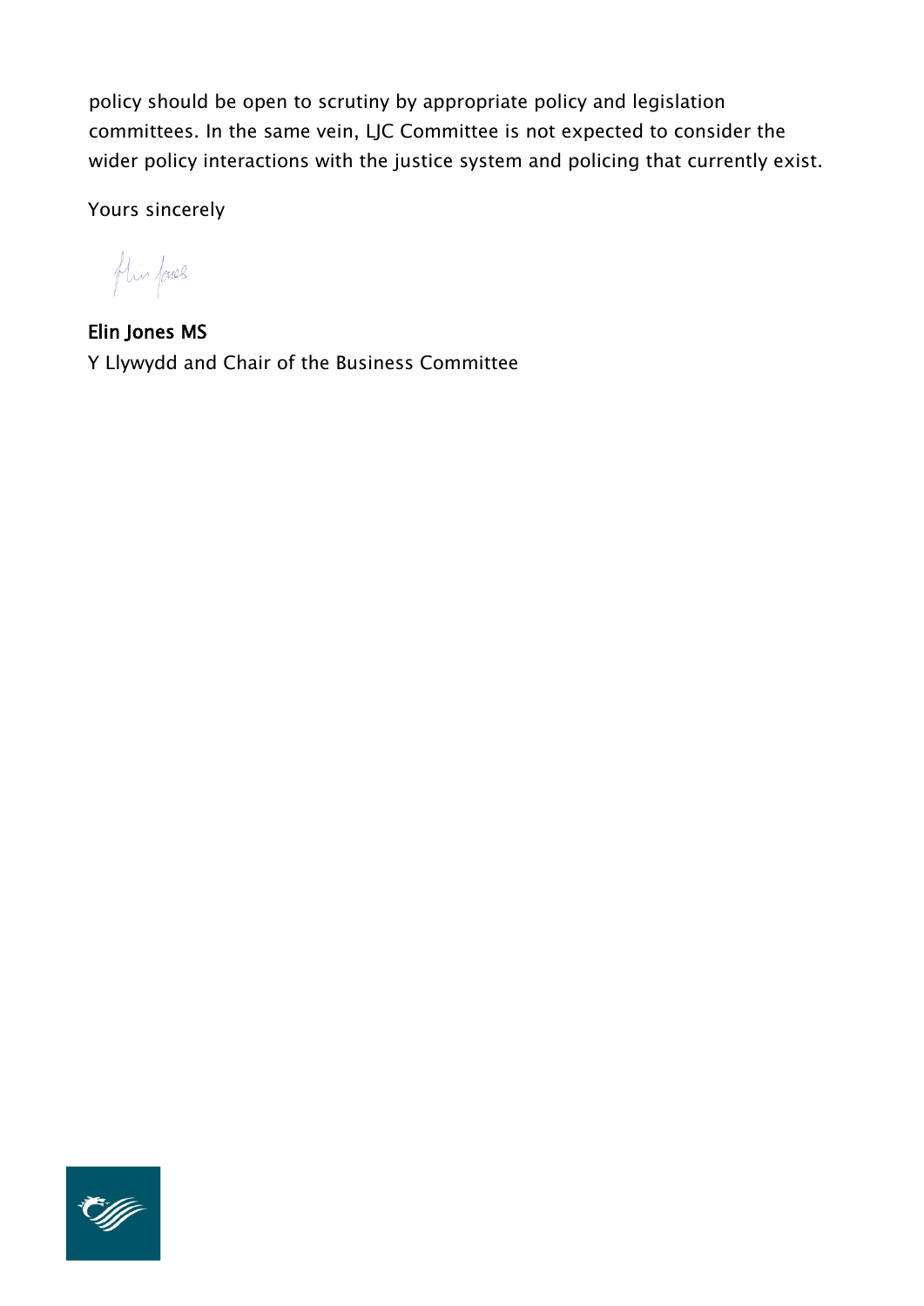policy should be open to scrutiny by appropriate policy and legislation committees. In the same vein, LJC Committee is not expected to consider the wider policy interactions with the justice system and policing that currently exist.

Yours sincerely

**Elin Jones MS**
Y Llywydd and Chair of the Business Committee